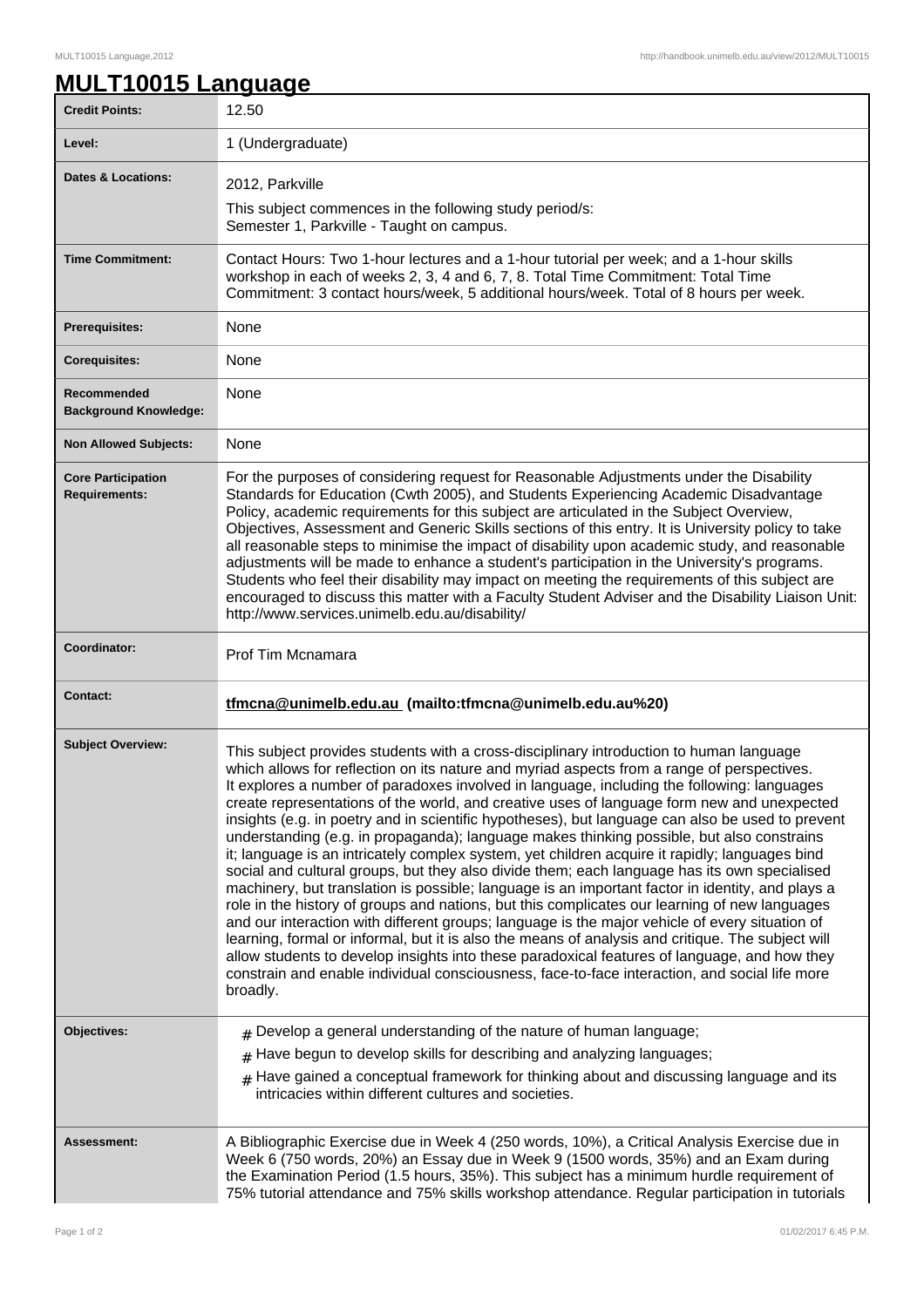# MULT10015 Language

| | |
|---|---|
| **Credit Points:** | 12.50 |
| **Level:** | 1 (Undergraduate) |
| **Dates & Locations:** | 2012, Parkville<br>This subject commences in the following study period/s:<br>Semester 1, Parkville - Taught on campus. |
| **Time Commitment:** | Contact Hours: Two 1-hour lectures and a 1-hour tutorial per week; and a 1-hour skills workshop in each of weeks 2, 3, 4 and 6, 7, 8. Total Time Commitment: Total Time Commitment: 3 contact hours/week, 5 additional hours/week. Total of 8 hours per week. |
| **Prerequisites:** | None |
| **Corequisites:** | None |
| **Recommended Background Knowledge:** | None |
| **Non Allowed Subjects:** | None |
| **Core Participation Requirements:** | For the purposes of considering request for Reasonable Adjustments under the Disability Standards for Education (Cwth 2005), and Students Experiencing Academic Disadvantage Policy, academic requirements for this subject are articulated in the Subject Overview, Objectives, Assessment and Generic Skills sections of this entry. It is University policy to take all reasonable steps to minimise the impact of disability upon academic study, and reasonable adjustments will be made to enhance a student's participation in the University's programs. Students who feel their disability may impact on meeting the requirements of this subject are encouraged to discuss this matter with a Faculty Student Adviser and the Disability Liaison Unit: http://www.services.unimelb.edu.au/disability/ |
| **Coordinator:** | Prof Tim Mcnamara |
| **Contact:** | **tfmcna@unimelb.edu.au (mailto:tfmcna@unimelb.edu.au%20)** |
| **Subject Overview:** | This subject provides students with a cross-disciplinary introduction to human language which allows for reflection on its nature and myriad aspects from a range of perspectives. It explores a number of paradoxes involved in language, including the following: languages create representations of the world, and creative uses of language form new and unexpected insights (e.g. in poetry and in scientific hypotheses), but language can also be used to prevent understanding (e.g. in propaganda); language makes thinking possible, but also constrains it; language is an intricately complex system, yet children acquire it rapidly; languages bind social and cultural groups, but they also divide them; each language has its own specialised machinery, but translation is possible; language is an important factor in identity, and plays a role in the history of groups and nations, but this complicates our learning of new languages and our interaction with different groups; language is the major vehicle of every situation of learning, formal or informal, but it is also the means of analysis and critique. The subject will allow students to develop insights into these paradoxical features of language, and how they constrain and enable individual consciousness, face-to-face interaction, and social life more broadly. |
| **Objectives:** | # Develop a general understanding of the nature of human language;<br># Have begun to develop skills for describing and analyzing languages;<br># Have gained a conceptual framework for thinking about and discussing language and its intricacies within different cultures and societies. |
| **Assessment:** | A Bibliographic Exercise due in Week 4 (250 words, 10%), a Critical Analysis Exercise due in Week 6 (750 words, 20%) an Essay due in Week 9 (1500 words, 35%) and an Exam during the Examination Period (1.5 hours, 35%). This subject has a minimum hurdle requirement of 75% tutorial attendance and 75% skills workshop attendance. Regular participation in tutorials |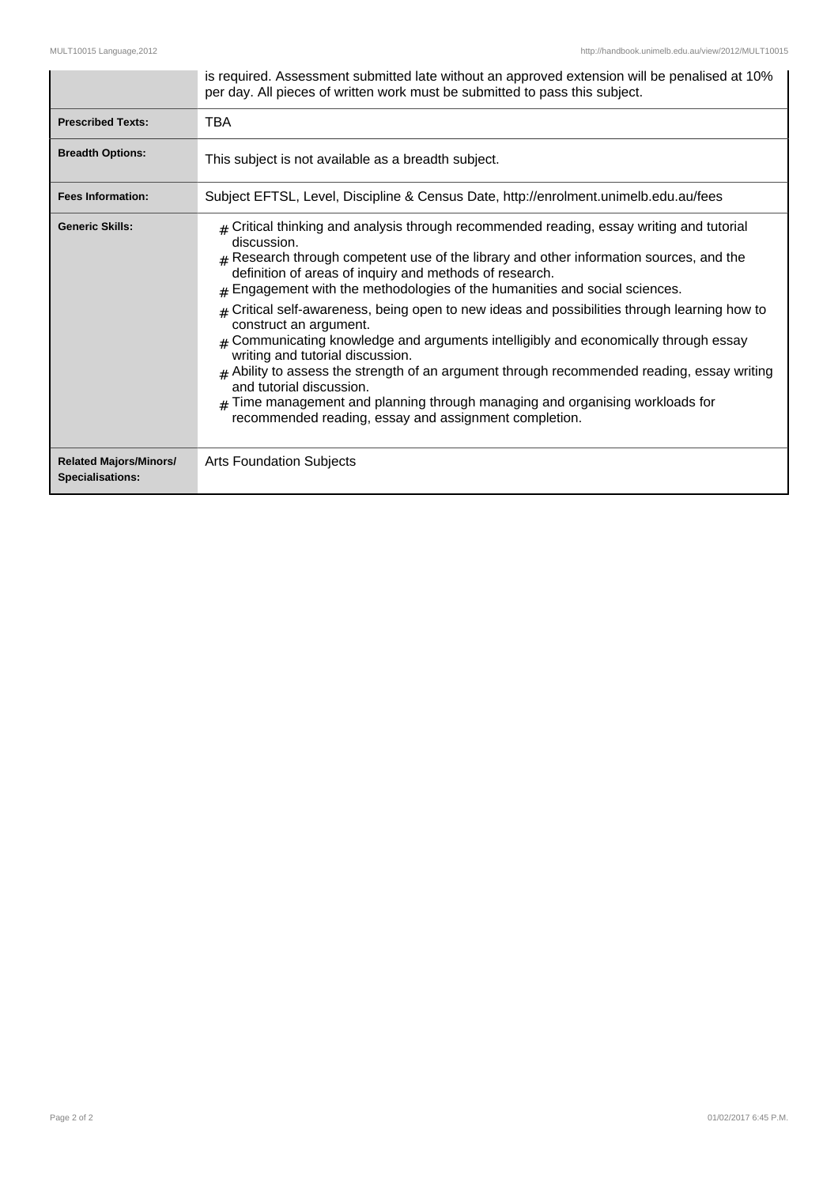| | |
|---|---|
| | is required. Assessment submitted late without an approved extension will be penalised at 10% per day. All pieces of written work must be submitted to pass this subject. |
| **Prescribed Texts:** | TBA |
| **Breadth Options:** | This subject is not available as a breadth subject. |
| **Fees Information:** | Subject EFTSL, Level, Discipline & Census Date, http://enrolment.unimelb.edu.au/fees |
| **Generic Skills:** | # Critical thinking and analysis through recommended reading, essay writing and tutorial discussion.<br># Research through competent use of the library and other information sources, and the definition of areas of inquiry and methods of research.<br># Engagement with the methodologies of the humanities and social sciences.<br># Critical self-awareness, being open to new ideas and possibilities through learning how to construct an argument.<br># Communicating knowledge and arguments intelligibly and economically through essay writing and tutorial discussion.<br># Ability to assess the strength of an argument through recommended reading, essay writing and tutorial discussion.<br># Time management and planning through managing and organising workloads for recommended reading, essay and assignment completion. |
| **Related Majors/Minors/ Specialisations:** | Arts Foundation Subjects |